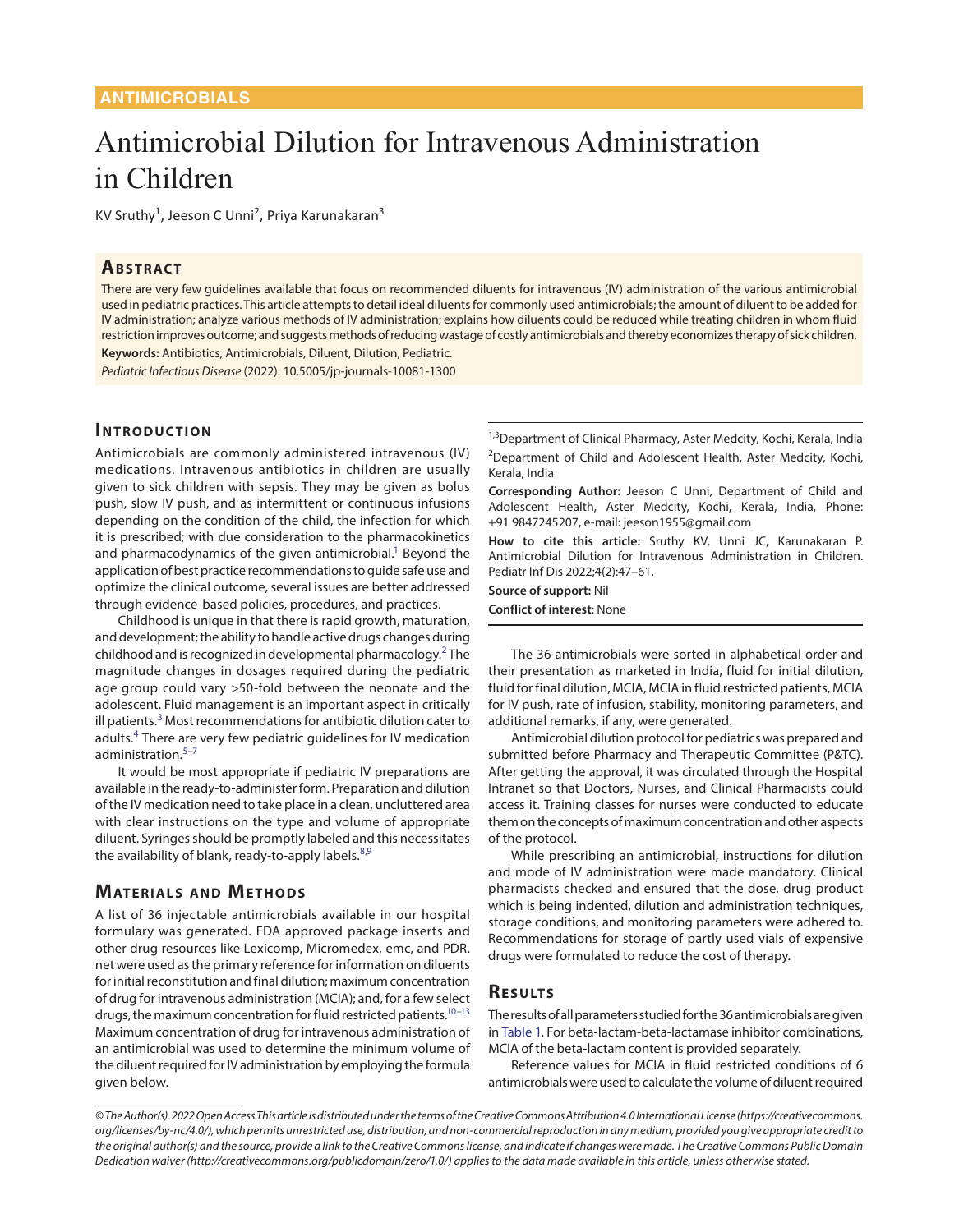ANTIMICROBIALS

# Antimicrobial Dilution for Intravenous Administration in Children

KV Sruthy[1], Jeeson C Unni[2], Priya Karunakaran[3]

## Abstract

There are very few guidelines available that focus on recommended diluents for intravenous (IV) administration of the various antimicrobial used in pediatric practices. This article attempts to detail ideal diluents for commonly used antimicrobials; the amount of diluent to be added for IV administration; analyze various methods of IV administration; explains how diluents could be reduced while treating children in whom fluid restriction improves outcome; and suggests methods of reducing wastage of costly antimicrobials and thereby economizes therapy of sick children.

**Keywords:** Antibiotics, Antimicrobials, Diluent, Dilution, Pediatric.

*Pediatric Infectious Disease* (2022): 10.5005/jp-journals-10081-1300

## Introduction

Antimicrobials are commonly administered intravenous (IV) medications. Intravenous antibiotics in children are usually given to sick children with sepsis. They may be given as bolus push, slow IV push, and as intermittent or continuous infusions depending on the condition of the child, the infection for which it is prescribed; with due consideration to the pharmacokinetics and pharmacodynamics of the given antimicrobial.[1] Beyond the application of best practice recommendations to guide safe use and optimize the clinical outcome, several issues are better addressed through evidence-based policies, procedures, and practices.

Childhood is unique in that there is rapid growth, maturation, and development; the ability to handle active drugs changes during childhood and is recognized in developmental pharmacology.[2] The magnitude changes in dosages required during the pediatric age group could vary >50-fold between the neonate and the adolescent. Fluid management is an important aspect in critically ill patients.[3] Most recommendations for antibiotic dilution cater to adults.[4] There are very few pediatric guidelines for IV medication administration.[5–7]

It would be most appropriate if pediatric IV preparations are available in the ready-to-administer form. Preparation and dilution of the IV medication need to take place in a clean, uncluttered area with clear instructions on the type and volume of appropriate diluent. Syringes should be promptly labeled and this necessitates the availability of blank, ready-to-apply labels.[8,9]

## Materials and Methods

A list of 36 injectable antimicrobials available in our hospital formulary was generated. FDA approved package inserts and other drug resources like Lexicomp, Micromedex, emc, and PDR.net were used as the primary reference for information on diluents for initial reconstitution and final dilution; maximum concentration of drug for intravenous administration (MCIA); and, for a few select drugs, the maximum concentration for fluid restricted patients.[10–13] Maximum concentration of drug for intravenous administration of an antimicrobial was used to determine the minimum volume of the diluent required for IV administration by employing the formula given below.

[1,3]Department of Clinical Pharmacy, Aster Medcity, Kochi, Kerala, India

[2]Department of Child and Adolescent Health, Aster Medcity, Kochi, Kerala, India

**Corresponding Author:** Jeeson C Unni, Department of Child and Adolescent Health, Aster Medcity, Kochi, Kerala, India, Phone: +91 9847245207, e-mail: jeeson1955@gmail.com

**How to cite this article:** Sruthy KV, Unni JC, Karunakaran P. Antimicrobial Dilution for Intravenous Administration in Children. Pediatr Inf Dis 2022;4(2):47–61.

**Source of support:** Nil

**Conflict of interest**: None

The 36 antimicrobials were sorted in alphabetical order and their presentation as marketed in India, fluid for initial dilution, fluid for final dilution, MCIA, MCIA in fluid restricted patients, MCIA for IV push, rate of infusion, stability, monitoring parameters, and additional remarks, if any, were generated.

Antimicrobial dilution protocol for pediatrics was prepared and submitted before Pharmacy and Therapeutic Committee (P&TC). After getting the approval, it was circulated through the Hospital Intranet so that Doctors, Nurses, and Clinical Pharmacists could access it. Training classes for nurses were conducted to educate them on the concepts of maximum concentration and other aspects of the protocol.

While prescribing an antimicrobial, instructions for dilution and mode of IV administration were made mandatory. Clinical pharmacists checked and ensured that the dose, drug product which is being indented, dilution and administration techniques, storage conditions, and monitoring parameters were adhered to. Recommendations for storage of partly used vials of expensive drugs were formulated to reduce the cost of therapy.

## Results

The results of all parameters studied for the 36 antimicrobials are given in Table 1. For beta-lactam-beta-lactamase inhibitor combinations, MCIA of the beta-lactam content is provided separately.

Reference values for MCIA in fluid restricted conditions of 6 antimicrobials were used to calculate the volume of diluent required

*© The Author(s). 2022 Open Access This article is distributed under the terms of the Creative Commons Attribution 4.0 International License (https://creativecommons.org/licenses/by-nc/4.0/), which permits unrestricted use, distribution, and non-commercial reproduction in any medium, provided you give appropriate credit to the original author(s) and the source, provide a link to the Creative Commons license, and indicate if changes were made. The Creative Commons Public Domain Dedication waiver (http://creativecommons.org/publicdomain/zero/1.0/) applies to the data made available in this article, unless otherwise stated.*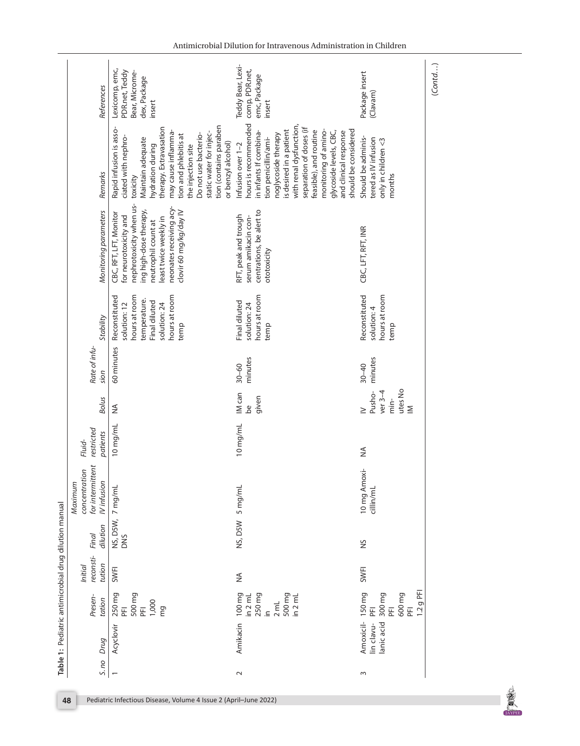**Table 1:** Pediatric antimicrobial drug dilution manual

| S.no | Drug | Presentation | Initial reconstitution | Final dilution | Maximum concentration for intermittent IV infusion | Fluid-restricted patients | Bolus | Rate of infusion | Stability | Monitoring parameters | Remarks | References |
|---|---|---|---|---|---|---|---|---|---|---|---|---|
| 1 | Acyclovir | 250 mg PFI 500 mg PFI 1,000 mg | SWFI | NS, D5W, DNS | 7 mg/mL | 10 mg/mL | NA | 60 minutes | Reconstituted solution: 12 hours at room temperature. Final diluted solution: 24 hours at room temp | CBC, RFT, LFT, Monitor for neurotoxicity and nephrotoxicity when using high-dose therapy, neutrophil count at least twice weekly in neonates receiving acyclovir 60 mg/kg/day IV | Rapid infusion is associated with nephrotoxicity Maintain adequate hydration during therapy. Extravasation may cause inflammation and phlebitis at the injection site Do not use bacteriostatic water for injection (contains paraben or benzyl alcohol) | Lexicomp, emc, PDR.net, Teddy Bear, Micromedex, Package insert |
| 2 | Amikacin | 100 mg in 2 mL 250 mg in 2 mL 500 mg in 2 mL | NA | NS, D5W | 5 mg/mL | 10 mg/mL | IM can be given | 30–60 minutes | Final diluted solution: 24 hours at room temp | RFT, peak and trough serum amikacin concentrations, be alert to ototoxicity | Infusion over 1–2 hours is recommended in infants If combination penicillin/aminoglycoside therapy is desired in a patient with renal dysfunction, separation of doses (if feasible), and routine monitoring of aminoglycoside levels, CBC, and clinical response should be considered | Teddy Bear, Lexicomp, PDR.net, emc, Package insert |
| 3 | Amoxicillin clavulanic acid | 150 mg PFI 300 mg PFI 600 mg PFI 1.2 g PFI | SWFI | NS | 10 mg Amoxicillin/mL | NA | IV Pushover 3–4 minutes No IM | 30–40 minutes | Reconstituted solution: 4 hours at room temp | CBC, LFT, RFT, INR | Should be administered as IV infusion only in children <3 months | Package insert (Clavam) |

(Contd…)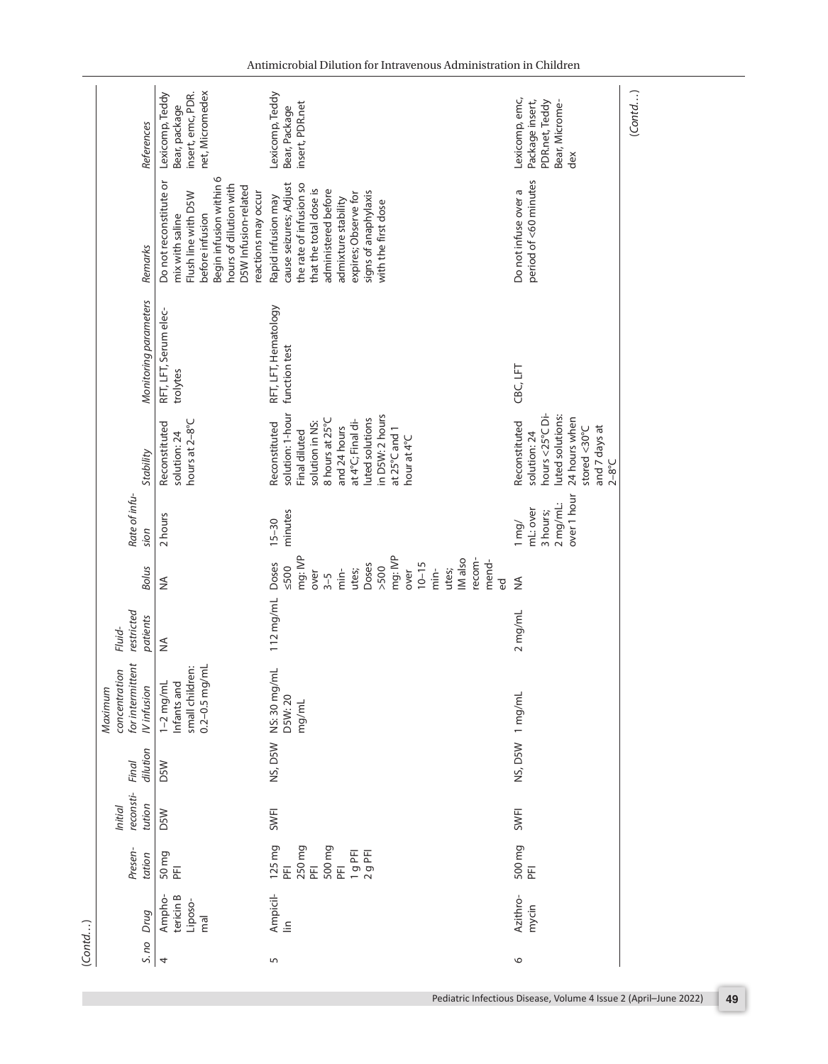(Contd…)

| S.no | Drug | Presentation | Initial reconstitution | Final dilution | Maximum concentration for intermittent IV infusion | Fluid-restricted patients | Bolus | Rate of infusion | Stability | Monitoring parameters | Remarks | References |
|---|---|---|---|---|---|---|---|---|---|---|---|---|
| 4 | Amphotericin B Liposomal | 50 mg PFI | D5W | D5W | 1–2 mg/mL Infants and small children: 0.2–0.5 mg/mL | NA | NA | 2 hours | Reconstituted solution: 24 hours at 2–8°C | RFT, LFT, Serum electrolytes | Do not reconstitute or mix with saline Flush line with D5W before infusion Begin infusion within 6 hours of dilution with D5W Infusion-related reactions may occur | Lexicomp, Teddy Bear, package insert, emc, PDR.net, Micromedex |
| 5 | Ampicillin | 125 mg PFI 250 mg PFI 500 mg PFI 1 g PFI 2 g PFI | SWFI | NS, D5W | NS: 30 mg/mL D5W: 20 mg/mL | 112 mg/mL | Doses ≤500 mg: IVP over 3–5 minutes; Doses >500 mg: IVP over 10–15 minutes; IM also recommended | 15–30 minutes | Reconstituted solution: 1-hour Final diluted solution in NS: 8 hours at 25°C and 24 hours at 4°C; Final diluted solutions in D5W: 2 hours at 25°C and 1 hour at 4°C | RFT, LFT, Hematology function test | Rapid infusion may cause seizures; Adjust the rate of infusion so that the total dose is administered before admixture stability expires; Observe for signs of anaphylaxis with the first dose | Lexicomp, Teddy Bear, Package insert, PDR.net |
| 6 | Azithromycin | 500 mg PFI | SWFI | NS, D5W | 1 mg/mL | 2 mg/mL | NA | 1 mg/mL: over 3 hours; 2 mg/mL: over 1 hour | Reconstituted solution: 24 hours <25°C Diluted solutions: 24 hours when stored <30°C and 7 days at 2–8°C | CBC, LFT | Do not infuse over a period of <60 minutes | Lexicomp, emc, Package insert, PDR.net, Teddy Bear, Micromedex |

(Contd…)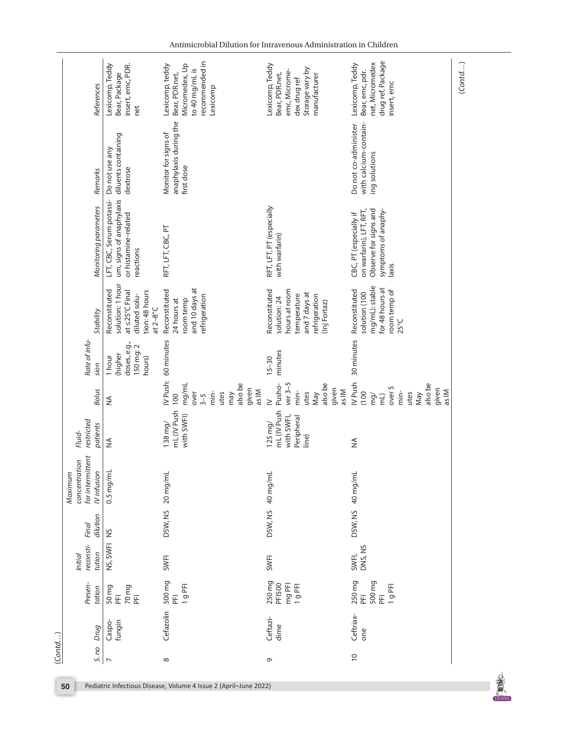(Contd…)

| S.no | Drug | Presentation | Initial reconstitution | Final dilution | Maximum concentration for intermittent IV infusion | Fluid-restricted patients | Bolus | Rate of infusion | Stability | Monitoring parameters | Remarks | References |
|---|---|---|---|---|---|---|---|---|---|---|---|---|
| 7 | Caspofungin | 50 mg PFI 70 mg PFI | NS, SWFI | NS | 0.5 mg/mL | NA | NA | 1 hour (higher doses, e.g., 150 mg: 2 hours) | Reconstituted solution: 1 hour at ≤25°C Final diluted solution: 48 hours at 2–8°C | LFT, CBC, Serum potassium, signs of anaphylaxis or histamine-related reactions | Do not use any diluents containing dextrose | Lexicomp, Teddy Bear, Package insert, emc, PDR.net |
| 8 | Cefazolin | 500 mg PFI 1 g PFI | SWFI | D5W, NS | 20 mg/mL | 138 mg/mL (IV Push with SWFI) | IV Push: 100 mg/mL over 3–5 minutes may also be given as IM | 60 minutes | Reconstituted 24 hours at room temp and 10 days at refrigeration | RFT, LFT, CBC, PT | Monitor for signs of anaphylaxis during the first dose | Lexicomp, teddy Bear, PDR.net, Micromedex, Up to 40 mg/mL is recommended in Lexicomp |
| 9 | Ceftazidime | 250 mg PFI500 mg PFI 1 g PFI | SWFI | D5W, NS | 40 mg/mL | 125 mg/mL (IV Push with SWFI, Peripheral line) | IV Push over 3–5 minutes May also be given as IM | 15–30 minutes | Reconstituted solution: 24 hours at room temperature and 7 days at refrigeration (Inj Fortaz) | RFT, LFT, PT (especially with warfarin) | | Lexicomp, Teddy Bear, PDR.net, emc, Micromedex drug ref Storage vary by manufacturer |
| 10 | Ceftriaxone | 250 mg PFI 500 mg PFI 1 g PFI | SWFI, DNS, NS | D5W, NS | 40 mg/mL | NA | IV Push (100 mg/mL) over 5 minutes May also be given as IM | 30 minutes | Reconstituted solution (100 mg/mL): stable for 48 hours at room temp of 25°C | CBC, PT (especially if on warfarin), LFT, RFT, Observe for signs and symptoms of anaphylaxis | Do not co-administer with calcium-containing solutions | Lexicomp, Teddy Bear, emc, pdr.net, Micromedex drug ref, Package insert, emc |

(Contd…)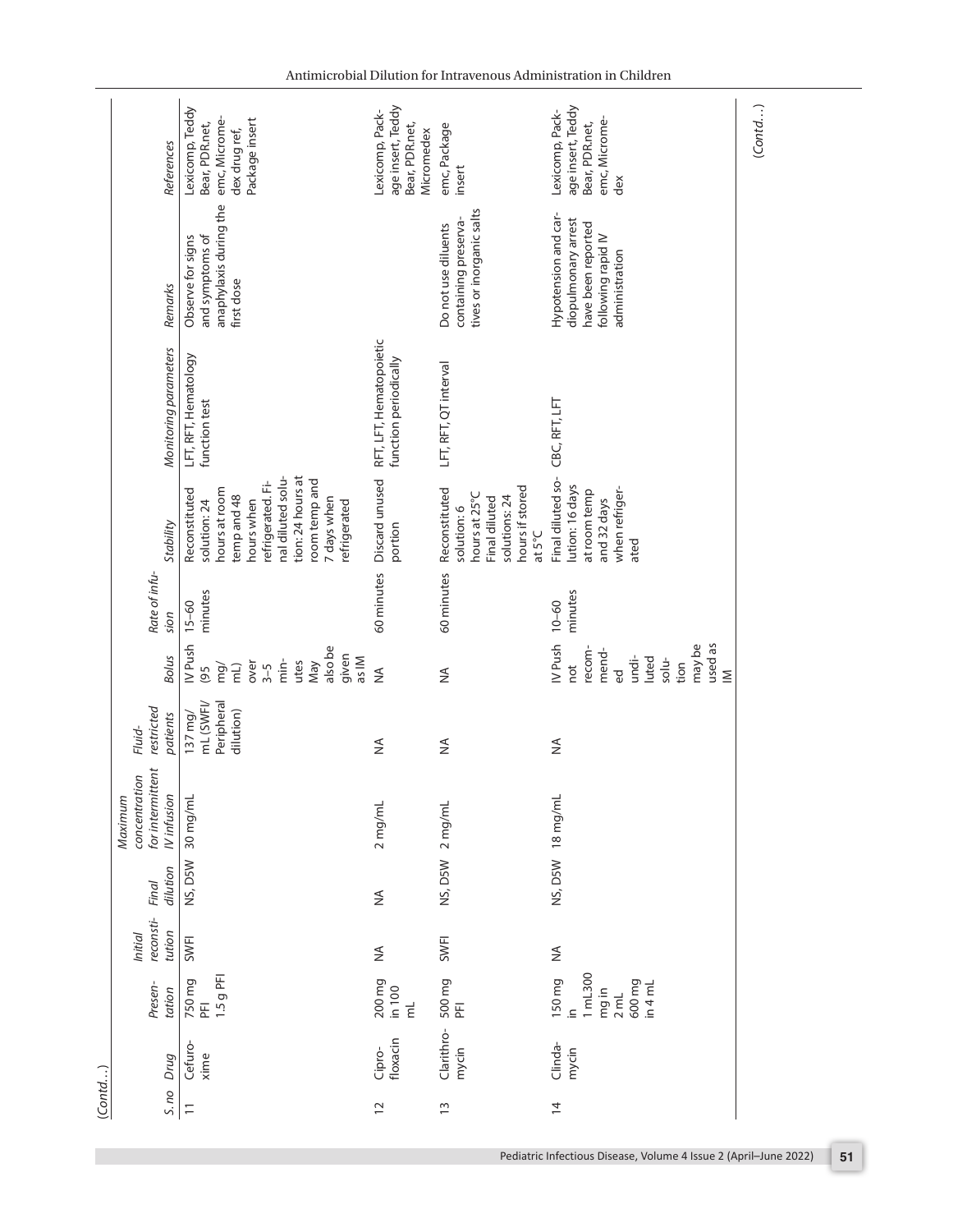(Contd…)

| S.no | Drug | Presentation | Initial reconstitution | Final dilution | Maximum concentration for intermittent IV infusion | Fluid-restricted patients | Bolus | Rate of infusion | Stability | Monitoring parameters | Remarks | References |
|---|---|---|---|---|---|---|---|---|---|---|---|---|
| 11 | Cefuroxime | 750 mg PFI 1.5 g PFI | SWFI | NS, D5W | 30 mg/mL | 137 mg/mL (SWFI/Peripheral dilution) | IV Push (95 mg/mL) over 3–5 minutes May also be given as IM | 15–60 minutes | Reconstituted solution: 24 hours at room temp and 48 hours when refrigerated. Final diluted solution: 24 hours at room temp and 7 days when refrigerated | LFT, RFT, Hematology function test | Observe for signs and symptoms of anaphylaxis during the first dose | Lexicomp, Teddy Bear, PDR.net, emc, Micromedex drug ref, Package insert |
| 12 | Ciprofloxacin | 200 mg in 100 mL | NA | NA | 2 mg/mL | NA | NA | 60 minutes | Discard unused portion | RFT, LFT, Hematopoietic function periodically | | Lexicomp, Package insert, Teddy Bear, PDR.net, Micromedex |
| 13 | Clarithromycin | 500 mg PFI | SWFI | NS, D5W | 2 mg/mL | NA | NA | 60 minutes | Reconstituted solution: 6 hours at 25°C Final diluted solutions: 24 hours if stored at 5°C | LFT, RFT, QT interval | Do not use diluents containing preservatives or inorganic salts | emc, Package insert |
| 14 | Clindamycin | 150 mg in 1 mL300 mg in 2 mL 600 mg in 4 mL | NA | NS, D5W | 18 mg/mL | NA | IV Push not recommended undiluted solution may be used as IM | 10–60 minutes | Final diluted solution: 16 days at room temp and 32 days when refrigerated | CBC, RFT, LFT | Hypotension and cardiopulmonary arrest have been reported following rapid IV administration | Lexicomp, Package insert, Teddy Bear, PDR.net, emc, Micromedex |

(Contd…)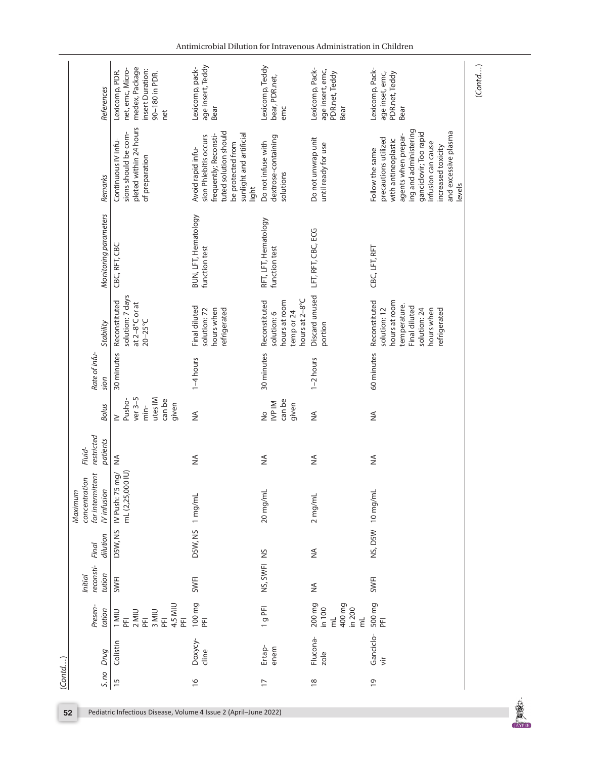(Contd…)

| S.no | Drug | Presentation | Initial reconstitution | Final dilution | Maximum concentration for intermittent IV infusion | Fluid-restricted patients | Bolus | Rate of infusion | Stability | Monitoring parameters | Remarks | References |
|---|---|---|---|---|---|---|---|---|---|---|---|---|
| 15 | Colistin | 1 MIU PFI 2 MIU PFI 3 MIU PFI 4.5 MIU PFI | SWFI | D5W, NS | IV Push: 75 mg/mL (2,25,000 IU) | NA | IV Pushover 3–5 minutes IM can be given | 30 minutes | Reconstituted solution: 7 days at 2–8°C or at 20–25°C | CBC, RFT, CBC | Continuous IV infusions should be completed within 24 hours of preparation | Lexicomp, PDR.net, emc, Micromedex, Package insert Duration: 90–180 in PDR.net |
| 16 | Doxycycline | 100 mg PFI | SWFI | D5W, NS | 1 mg/mL | NA | NA | 1–4 hours | Final diluted solution: 72 hours when refrigerated | BUN, LFT, Hematology function test | Avoid rapid infusion Phlebitis occurs frequently; Reconstituted solution should be protected from sunlight and artificial light | Lexicomp, package insert, Teddy Bear |
| 17 | Ertapenem | 1 g PFI | NS, SWFI | NS | 20 mg/mL | NA | No IVP IM can be given | 30 minutes | Reconstituted solution: 6 hours at room temp or 24 hours at 2–8°C | RFT, LFT, Hematology function test | Do not infuse with dextrose-containing solutions | Lexicomp, Teddy bear, PDR.net, emc |
| 18 | Fluconazole | 200 mg in 100 mL 400 mg in 200 mL | NA | NA | 2 mg/mL | NA | NA | 1–2 hours | Discard unused portion | LFT, RFT, CBC, ECG | Do not unwrap unit until ready for use | Lexicomp, Package insert, emc, PDR.net, Teddy Bear |
| 19 | Ganciclovir | 500 mg PFI | SWFI | NS, D5W | 10 mg/mL | NA | NA | 60 minutes | Reconstituted solution: 12 hours at room temperature. Final diluted solution: 24 hours when refrigerated | CBC, LFT, RFT | Follow the same precautions utilized with antineoplastic agents when preparing and administering ganciclovir; Too rapid infusion can cause increased toxicity and excessive plasma levels | Lexicomp, Package inset, emc, PDR.net, Teddy Bear |

(Contd…)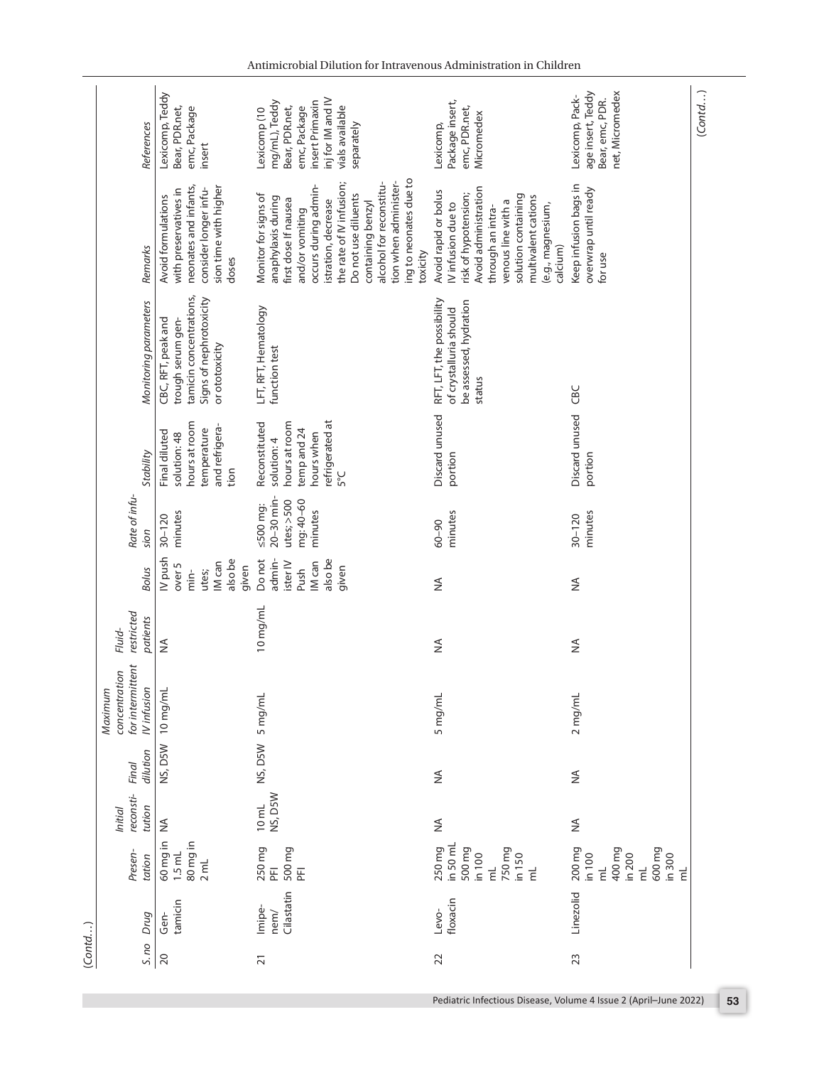(Contd…)

| S.no | Drug | Presentation | Initial reconstitution | Final dilution | Maximum concentration for intermittent IV infusion | Fluid-restricted patients | Bolus | Rate of infusion | Stability | Monitoring parameters | Remarks | References |
|---|---|---|---|---|---|---|---|---|---|---|---|---|
| 20 | Gentamicin | 60 mg in 1.5 mL 80 mg in 2 mL | NA | NS, D5W | 10 mg/mL | NA | IV push over 5 minutes; IM can also be given | 30–120 minutes | Final diluted solution: 48 hours at room temperature and refrigeration | CBC, RFT, peak and trough serum gentamicin concentrations, Signs of nephrotoxicity or ototoxicity | Avoid formulations with preservatives in neonates and infants, consider longer infusion time with higher doses | Lexicomp, Teddy Bear, PDR.net, emc, Package insert |
| 21 | Imipenem/ Cilastatin | 250 mg PFI 500 mg PFI | 10 mL NS, D5W | NS, D5W | 5 mg/mL | 10 mg/mL | Do not administer IV Push IM can also be given | ≤500 mg: 20–30 minutes; >500 mg: 40–60 minutes | Reconstituted solution: 4 hours at room temp and 24 hours when refrigerated at 5°C | LFT, RFT, Hematology function test | Monitor for signs of anaphylaxis during first dose If nausea and/or vomiting occurs during administration, decrease the rate of IV infusion; Do not use diluents containing benzyl alcohol for reconstitution when administering to neonates due to toxicity | Lexicomp (10 mg/mL), Teddy Bear, PDR.net, emc, Package insert Primaxin inj for IM and IV vials available separately |
| 22 | Levofloxacin | 250 mg in 50 mL 500 mg in 100 mL 750 mg in 150 mL | NA | NA | 5 mg/mL | NA | NA | 60–90 minutes | Discard unused portion | RFT, LFT, the possibility of crystalluria should be assessed, hydration status | Avoid rapid or bolus IV infusion due to risk of hypotension; Avoid administration through an intravenous line with a solution containing multivalent cations (e.g., magnesium, calcium) | Lexicomp, Package insert, emc, PDR.net, Micromedex |
| 23 | Linezolid | 200 mg in 100 mL 400 mg in 200 mL 600 mg in 300 mL | NA | NA | 2 mg/mL | NA | NA | 30–120 minutes | Discard unused portion | CBC | Keep infusion bags in overwrap until ready for use | Lexicomp, Package insert, Teddy Bear, emc, PDR. net, Micromedex |

(Contd…)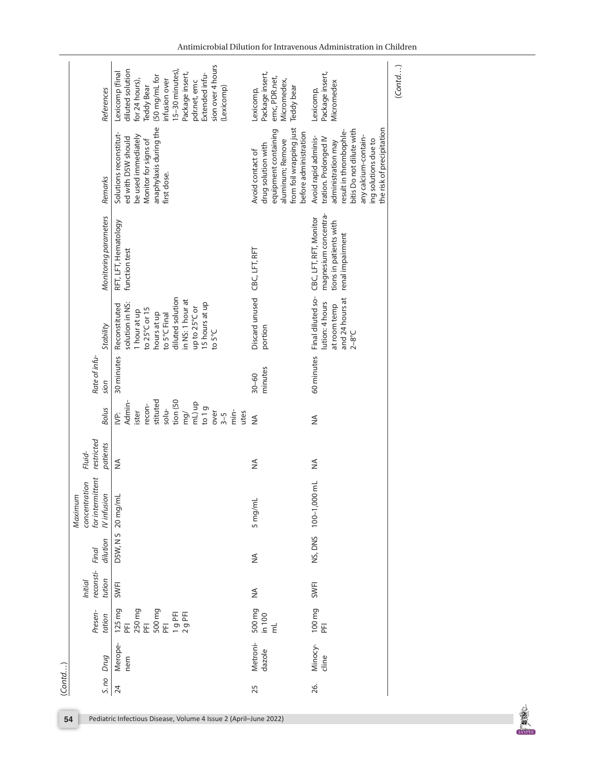(Contd…)

| S.no | Drug | Presentation | Initial reconstitution | Final dilution | Maximum concentration for intermittent IV infusion | Fluid-restricted patients | Bolus | Rate of infusion | Stability | Monitoring parameters | Remarks | References |
|---|---|---|---|---|---|---|---|---|---|---|---|---|
| 24 | Meropenem | 125 mg PFI 250 mg PFI 500 mg PFI 1 g PFI 2 g PFI | SWFI | D5W, N S | 20 mg/mL | NA | IVP: Administer reconstituted solution (50 mg/mL) up to 1 g over 3–5 minutes | 30 minutes | Reconstituted solution in NS: 1 hour at up to 25°C or 15 hours at up to 5°C Final diluted solution in NS: 1 hour at up to 25°C or 15 hours at up to 5°C | RFT, LFT, Hematology function test | Solutions reconstituted with D5W should be used immediately Monitor for signs of anaphylaxis during the first dose. | Lexicomp (final diluted solution for 24 hours), Teddy Bear (50 mg/mL for infusion over 15–30 minutes), Package insert, pdr.net, emc Extended infusion over 4 hours (Lexicomp) |
| 25 | Metronidazole | 500 mg in 100 mL | NA | NA | 5 mg/mL | NA | NA | 30–60 minutes | Discard unused portion | CBC, LFT, RFT | Avoid contact of drug solution with equipment containing aluminum; Remove from foil wrapping just before administration | Lexicomp, Package insert, emc, PDR.net, Micromedex, Teddy bear |
| 26. | Minocycline | 100 mg PFI | SWFI | NS, DNS | 100–1,000 mL | NA | NA | 60 minutes | Final diluted solution: 4 hours at room temp and 24 hours at 2–8°C | CBC, LFT, RFT, Monitor magnesium concentrations in patients with renal impairment | Avoid rapid administration. Prolonged IV administration may result in thrombophlebitis Do not dilute with any calcium-containing solutions due to the risk of precipitation | Lexicomp, Package insert, Micromedex |

(Contd…)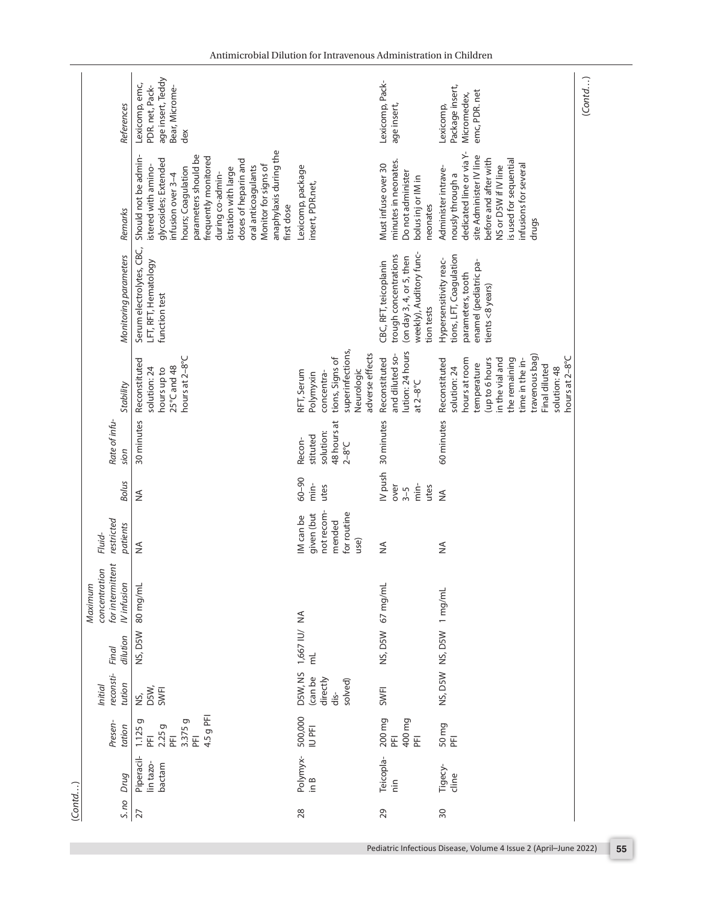(Contd…)

| S.no | Drug | Presentation | Initial reconstitution | Final dilution | Maximum concentration for intermittent IV infusion | Fluid-restricted patients | Bolus | Rate of infusion | Stability | Monitoring parameters | Remarks | References |
|---|---|---|---|---|---|---|---|---|---|---|---|---|
| 27 | Piperacillin tazobactam | 1.125 g PFI 2.25 g PFI 3.375 g PFI 4.5 g PFI | NS, D5W, SWFI | NS, D5W | 80 mg/mL | NA | NA | 30 minutes | Reconstituted solution: 24 hours up to 25°C and 48 hours at 2–8°C | Serum electrolytes, CBC, LFT, RFT, Hematology function test | Should not be administered with aminoglycosides; Extended infusion over 3–4 hours; Coagulation parameters should be frequently monitored during co-administration with large doses of heparin and oral anticoagulants Monitor for signs of anaphylaxis during the first dose | Lexicomp, emc, PDR.net, Package insert, Teddy Bear, Micromedex |
| 28 | Polymyxin B | 500,000 IU PFI | D5W, NS (can be directly dissolved) | 1,667 IU/ mL | NA | IM can be given (but not recommended for routine use) | 60–90 minutes | Reconstituted solution: 48 hours at 2–8°C | RFT, Serum Polymyxin concentrations, Signs of superinfections, Neurologic adverse effects | | Lexicomp, package insert, PDR.net, | |
| 29 | Teicoplanin | 200 mg PFI 400 mg PFI | SWFI | NS, D5W | 67 mg/mL | NA | IV push over 3–5 minutes | 30 minutes | Reconstituted and diluted solution: 24 hours at 2–8°C | CBC, RFT, teicoplanin trough concentrations (on day 3, 4, or 5, then weekly), Auditory function tests | Must infuse over 30 minutes in neonates. Do not administer bolus inj or IM in neonates | Lexicomp, Package insert, |
| 30 | Tigecycline | 50 mg PFI | NS, D5W | NS, D5W | 1 mg/mL | NA | NA | 60 minutes | Reconstituted solution: 24 hours at room temperature (up to 6 hours in the vial and the remaining time in the intravenous bag) Final diluted solution: 48 hours at 2–8°C | Hypersensitivity reactions, LFT, Coagulation parameters, tooth enamel (pediatric patients <8 years) | Administer intravenously through a dedicated line or via Y-site Administer IV line before and after with NS or D5W if IV line is used for sequential infusions for several drugs | Lexicomp, Package insert, Micromedex, emc, PDR. net |

(Contd…)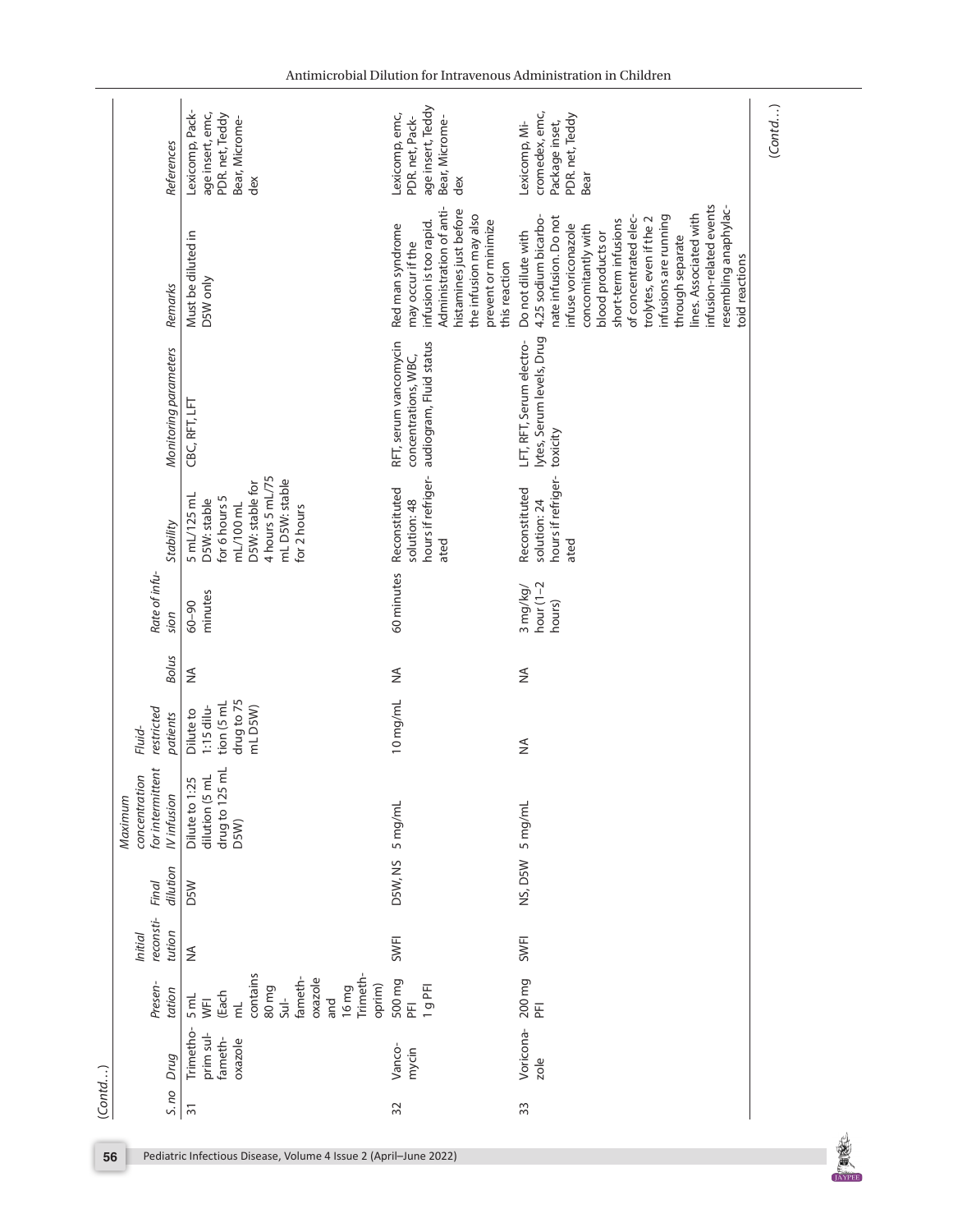(Contd…)

| S. no | Drug | Presentation | Initial reconstitution | Final dilution | Maximum concentration for intermittent IV infusion | Fluid-restricted patients | Bolus | Rate of infusion | Stability | Monitoring parameters | Remarks | References |
|---|---|---|---|---|---|---|---|---|---|---|---|---|
| 31 | Trimethoprim sulfamethoxazole | 5 mL WFI (Each mL contains 80 mg Sulfamethoxazole and 16 mg Trimethoprim) | NA | D5W | Dilute to 1:25 dilution (5 mL drug to 125 mL D5W) | Dilute to 1:15 dilution (5 mL drug to 75 mL D5W) | NA | 60–90 minutes | 5 mL/125 mL D5W: stable for 6 hours 5 mL/100 mL D5W: stable for 4 hours 5 mL/75 mL D5W: stable for 2 hours | CBC, RFT, LFT | Must be diluted in D5W only | Lexicomp, Package insert, emc, PDR. net, Teddy Bear, Micromedex |
| 32 | Vancomycin | 500 mg PFI 1 g PFI | SWFI | D5W, NS | 5 mg/mL | 10 mg/mL | NA | 60 minutes | Reconstituted solution: 48 hours if refrigerated | RFT, serum vancomycin concentrations, WBC, audiogram, Fluid status | Red man syndrome may occur if the infusion is too rapid. Administration of antihistamines just before the infusion may also prevent or minimize this reaction | Lexicomp, emc, PDR. net, Package insert, Teddy Bear, Micromedex |
| 33 | Voriconazole | 200 mg PFI | SWFI | NS, D5W | 5 mg/mL | NA | NA | 3 mg/kg/hour (1–2 hours) | Reconstituted solution: 24 hours if refrigerated | LFT, RFT, Serum electrolytes, Serum levels, Drug toxicity | Do not dilute with 4.25 sodium bicarbonate infusion. Do not infuse voriconazole concomitantly with blood products or short-term infusions of concentrated electrolytes, even if the 2 infusions are running through separate lines. Associated with infusion-related events resembling anaphylactoid reactions | Lexicomp, Micromedex, emc, Package inset, PDR. net, Teddy Bear |

(Contd…)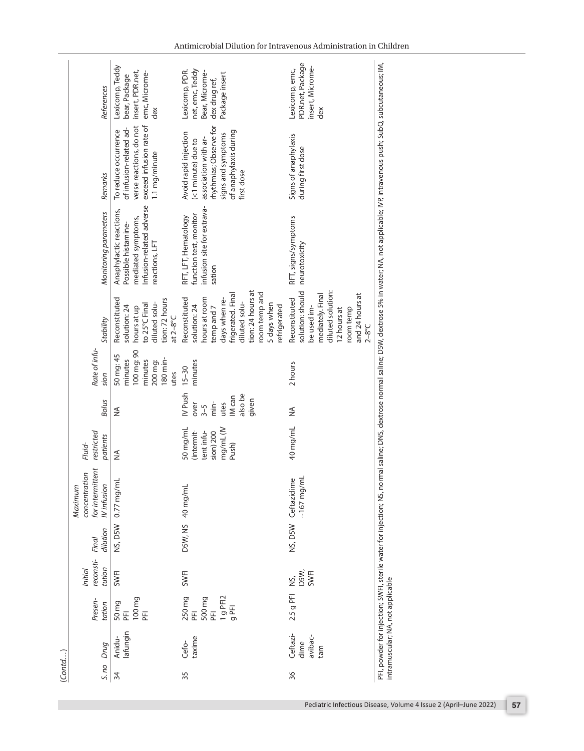(Contd…)

| S. no | Drug | Presentation | Initial reconstitution | Final dilution | Maximum concentration for intermittent IV infusion | Fluid-restricted patients | Bolus | Rate of infusion | Stability | Monitoring parameters | Remarks | References |
|---|---|---|---|---|---|---|---|---|---|---|---|---|
| 34 | Anidulafungin | 50 mg PFI 100 mg PFI | SWFI | NS, D5W | 0.77 mg/mL | NA | NA | 50 mg: 45 minutes 100 mg: 90 minutes 200 mg: 180 minutes | Reconstituted solution: 24 hours at up to 25°C Final diluted solution: 72 hours at 2–8°C | Anaphylactic reactions, Possible histamine-mediated symptoms, Infusion-related adverse reactions, LFT | To reduce occurrence of infusion-related adverse reactions, do not exceed infusion rate of 1.1 mg/minute | Lexicomp, Teddy bear, Package insert, PDR.net, emc, Micromedex |
| 35 | Cefotaxime | 250 mg PFI 500 mg PFI 1 g PFI2 g PFI | SWFI | D5W, NS | 40 mg/mL | 50 mg/mL (intermittent infusion) 200 mg/mL (IV Push) | IV Push over 3–5 minutes IM can also be given | 15–30 minutes | Reconstituted solution: 24 hours at room temp and 7 days when refrigerated. Final diluted solution: 24 hours at room temp and 5 days when refrigerated | RFT, LFT, Hematology function test, monitor infusion site for extravasation | Avoid rapid injection (<1 minute) due to association with arrhythmias; Observe for signs and symptoms of anaphylaxis during first dose | Lexicomp, PDR.net, emc, Teddy Bear, Micromedex drug ref, Package insert |
| 36 | Ceftazidime avibactam | 2.5 g PFI | NS, D5W, SWFI | NS, D5W | Ceftazidime ~167 mg/mL | 40 mg/mL | NA | 2 hours | Reconstituted solution: should be used immediately. Final diluted solution: 12 hours at room temp and 24 hours at 2–8°C | RFT, signs/symptoms neurotoxicity | Signs of anaphylaxis during first dose | Lexicomp, emc, PDR.net, Package insert, Micromedex |

PFI, powder for injection; SWFI, sterile water for injection; NS, normal saline; DNS, dextrose normal saline; D5W, dextrose 5% in water; NA, not applicable; IVP, intravenous push; SubQ, subcutaneous; IM, intramuscular; NA, not applicable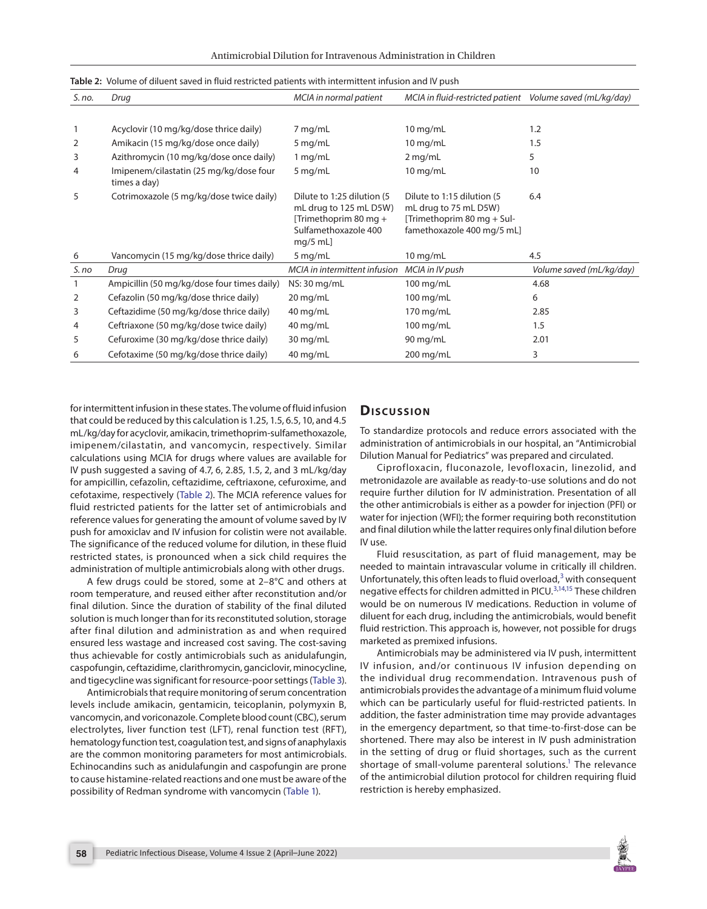**Table 2:** Volume of diluent saved in fluid restricted patients with intermittent infusion and IV push

| *S. no.* | *Drug* | *MCIA in normal patient* | *MCIA in fluid-restricted patient* | *Volume saved (mL/kg/day)* |
|---|---|---|---|---|
| 1 | Acyclovir (10 mg/kg/dose thrice daily) | 7 mg/mL | 10 mg/mL | 1.2 |
| 2 | Amikacin (15 mg/kg/dose once daily) | 5 mg/mL | 10 mg/mL | 1.5 |
| 3 | Azithromycin (10 mg/kg/dose once daily) | 1 mg/mL | 2 mg/mL | 5 |
| 4 | Imipenem/cilastatin (25 mg/kg/dose four times a day) | 5 mg/mL | 10 mg/mL | 10 |
| 5 | Cotrimoxazole (5 mg/kg/dose twice daily) | Dilute to 1:25 dilution (5 mL drug to 125 mL D5W) [Trimethoprim 80 mg + Sulfamethoxazole 400 mg/5 mL] | Dilute to 1:15 dilution (5 mL drug to 75 mL D5W) [Trimethoprim 80 mg + Sulfamethoxazole 400 mg/5 mL] | 6.4 |
| 6 | Vancomycin (15 mg/kg/dose thrice daily) | 5 mg/mL | 10 mg/mL | 4.5 |
| *S. no* | *Drug* | *MCIA in intermittent infusion* | *MCIA in IV push* | *Volume saved (mL/kg/day)* |
| 1 | Ampicillin (50 mg/kg/dose four times daily) | NS: 30 mg/mL | 100 mg/mL | 4.68 |
| 2 | Cefazolin (50 mg/kg/dose thrice daily) | 20 mg/mL | 100 mg/mL | 6 |
| 3 | Ceftazidime (50 mg/kg/dose thrice daily) | 40 mg/mL | 170 mg/mL | 2.85 |
| 4 | Ceftriaxone (50 mg/kg/dose twice daily) | 40 mg/mL | 100 mg/mL | 1.5 |
| 5 | Cefuroxime (30 mg/kg/dose thrice daily) | 30 mg/mL | 90 mg/mL | 2.01 |
| 6 | Cefotaxime (50 mg/kg/dose thrice daily) | 40 mg/mL | 200 mg/mL | 3 |

for intermittent infusion in these states. The volume of fluid infusion that could be reduced by this calculation is 1.25, 1.5, 6.5, 10, and 4.5 mL/kg/day for acyclovir, amikacin, trimethoprim-sulfamethoxazole, imipenem/cilastatin, and vancomycin, respectively. Similar calculations using MCIA for drugs where values are available for IV push suggested a saving of 4.7, 6, 2.85, 1.5, 2, and 3 mL/kg/day for ampicillin, cefazolin, ceftazidime, ceftriaxone, cefuroxime, and cefotaxime, respectively (Table 2). The MCIA reference values for fluid restricted patients for the latter set of antimicrobials and reference values for generating the amount of volume saved by IV push for amoxiclav and IV infusion for colistin were not available. The significance of the reduced volume for dilution, in these fluid restricted states, is pronounced when a sick child requires the administration of multiple antimicrobials along with other drugs.

A few drugs could be stored, some at 2–8°C and others at room temperature, and reused either after reconstitution and/or final dilution. Since the duration of stability of the final diluted solution is much longer than for its reconstituted solution, storage after final dilution and administration as and when required ensured less wastage and increased cost saving. The cost-saving thus achievable for costly antimicrobials such as anidulafungin, caspofungin, ceftazidime, clarithromycin, ganciclovir, minocycline, and tigecycline was significant for resource-poor settings (Table 3).

Antimicrobials that require monitoring of serum concentration levels include amikacin, gentamicin, teicoplanin, polymyxin B, vancomycin, and voriconazole. Complete blood count (CBC), serum electrolytes, liver function test (LFT), renal function test (RFT), hematology function test, coagulation test, and signs of anaphylaxis are the common monitoring parameters for most antimicrobials. Echinocandins such as anidulafungin and caspofungin are prone to cause histamine-related reactions and one must be aware of the possibility of Redman syndrome with vancomycin (Table 1).

## Discussion

To standardize protocols and reduce errors associated with the administration of antimicrobials in our hospital, an "Antimicrobial Dilution Manual for Pediatrics" was prepared and circulated.

Ciprofloxacin, fluconazole, levofloxacin, linezolid, and metronidazole are available as ready-to-use solutions and do not require further dilution for IV administration. Presentation of all the other antimicrobials is either as a powder for injection (PFI) or water for injection (WFI); the former requiring both reconstitution and final dilution while the latter requires only final dilution before IV use.

Fluid resuscitation, as part of fluid management, may be needed to maintain intravascular volume in critically ill children. Unfortunately, this often leads to fluid overload,[3] with consequent negative effects for children admitted in PICU.[3,14,15] These children would be on numerous IV medications. Reduction in volume of diluent for each drug, including the antimicrobials, would benefit fluid restriction. This approach is, however, not possible for drugs marketed as premixed infusions.

Antimicrobials may be administered via IV push, intermittent IV infusion, and/or continuous IV infusion depending on the individual drug recommendation. Intravenous push of antimicrobials provides the advantage of a minimum fluid volume which can be particularly useful for fluid-restricted patients. In addition, the faster administration time may provide advantages in the emergency department, so that time-to-first-dose can be shortened. There may also be interest in IV push administration in the setting of drug or fluid shortages, such as the current shortage of small-volume parenteral solutions.[1] The relevance of the antimicrobial dilution protocol for children requiring fluid restriction is hereby emphasized.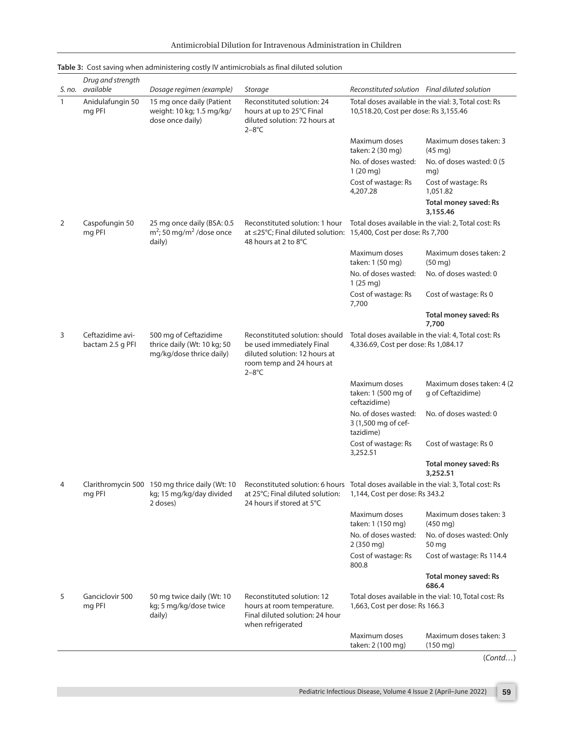**Table 3:** Cost saving when administering costly IV antimicrobials as final diluted solution

| S. no. | Drug and strength available | Dosage regimen (example) | Storage | Reconstituted solution | Final diluted solution |
|---|---|---|---|---|---|
| 1 | Anidulafungin 50 mg PFI | 15 mg once daily (Patient weight: 10 kg; 1.5 mg/kg/ dose once daily) | Reconstituted solution: 24 hours at up to 25°C Final diluted solution: 72 hours at 2–8°C | Total doses available in the vial: 3, Total cost: Rs 10,518.20, Cost per dose: Rs 3,155.46 | |
| | | | | Maximum doses taken: 2 (30 mg) | Maximum doses taken: 3 (45 mg) |
| | | | | No. of doses wasted: 1 (20 mg) | No. of doses wasted: 0 (5 mg) |
| | | | | Cost of wastage: Rs 4,207.28 | Cost of wastage: Rs 1,051.82 |
| | | | | | **Total money saved: Rs 3,155.46** |
| 2 | Caspofungin 50 mg PFI | 25 mg once daily (BSA: 0.5 $m^2$; 50 mg/$m^2$ /dose once daily) | Reconstituted solution: 1 hour at ≤25°C; Final diluted solution: 48 hours at 2 to 8°C | Total doses available in the vial: 2, Total cost: Rs 15,400, Cost per dose: Rs 7,700 | |
| | | | | Maximum doses taken: 1 (50 mg) | Maximum doses taken: 2 (50 mg) |
| | | | | No. of doses wasted: 1 (25 mg) | No. of doses wasted: 0 |
| | | | | Cost of wastage: Rs 7,700 | Cost of wastage: Rs 0 |
| | | | | | **Total money saved: Rs 7,700** |
| 3 | Ceftazidime avi-bactam 2.5 g PFI | 500 mg of Ceftazidime thrice daily (Wt: 10 kg; 50 mg/kg/dose thrice daily) | Reconstituted solution: should be used immediately Final diluted solution: 12 hours at room temp and 24 hours at 2–8°C | Total doses available in the vial: 4, Total cost: Rs 4,336.69, Cost per dose: Rs 1,084.17 | |
| | | | | Maximum doses taken: 1 (500 mg of ceftazidime) | Maximum doses taken: 4 (2 g of Ceftazidime) |
| | | | | No. of doses wasted: 3 (1,500 mg of ceftazidime) | No. of doses wasted: 0 |
| | | | | Cost of wastage: Rs 3,252.51 | Cost of wastage: Rs 0 |
| | | | | | **Total money saved: Rs 3,252.51** |
| 4 | Clarithromycin 500 mg PFI | 150 mg thrice daily (Wt: 10 kg; 15 mg/kg/day divided 2 doses) | Reconstituted solution: 6 hours at 25°C; Final diluted solution: 24 hours if stored at 5°C | Total doses available in the vial: 3, Total cost: Rs 1,144, Cost per dose: Rs 343.2 | |
| | | | | Maximum doses taken: 1 (150 mg) | Maximum doses taken: 3 (450 mg) |
| | | | | No. of doses wasted: 2 (350 mg) | No. of doses wasted: Only 50 mg |
| | | | | Cost of wastage: Rs 800.8 | Cost of wastage: Rs 114.4 |
| | | | | | **Total money saved: Rs 686.4** |
| 5 | Ganciclovir 500 mg PFI | 50 mg twice daily (Wt: 10 kg; 5 mg/kg/dose twice daily) | Reconstituted solution: 12 hours at room temperature. Final diluted solution: 24 hour when refrigerated | Total doses available in the vial: 10, Total cost: Rs 1,663, Cost per dose: Rs 166.3 | |
| | | | | Maximum doses taken: 2 (100 mg) | Maximum doses taken: 3 (150 mg) |

(*Contd…*)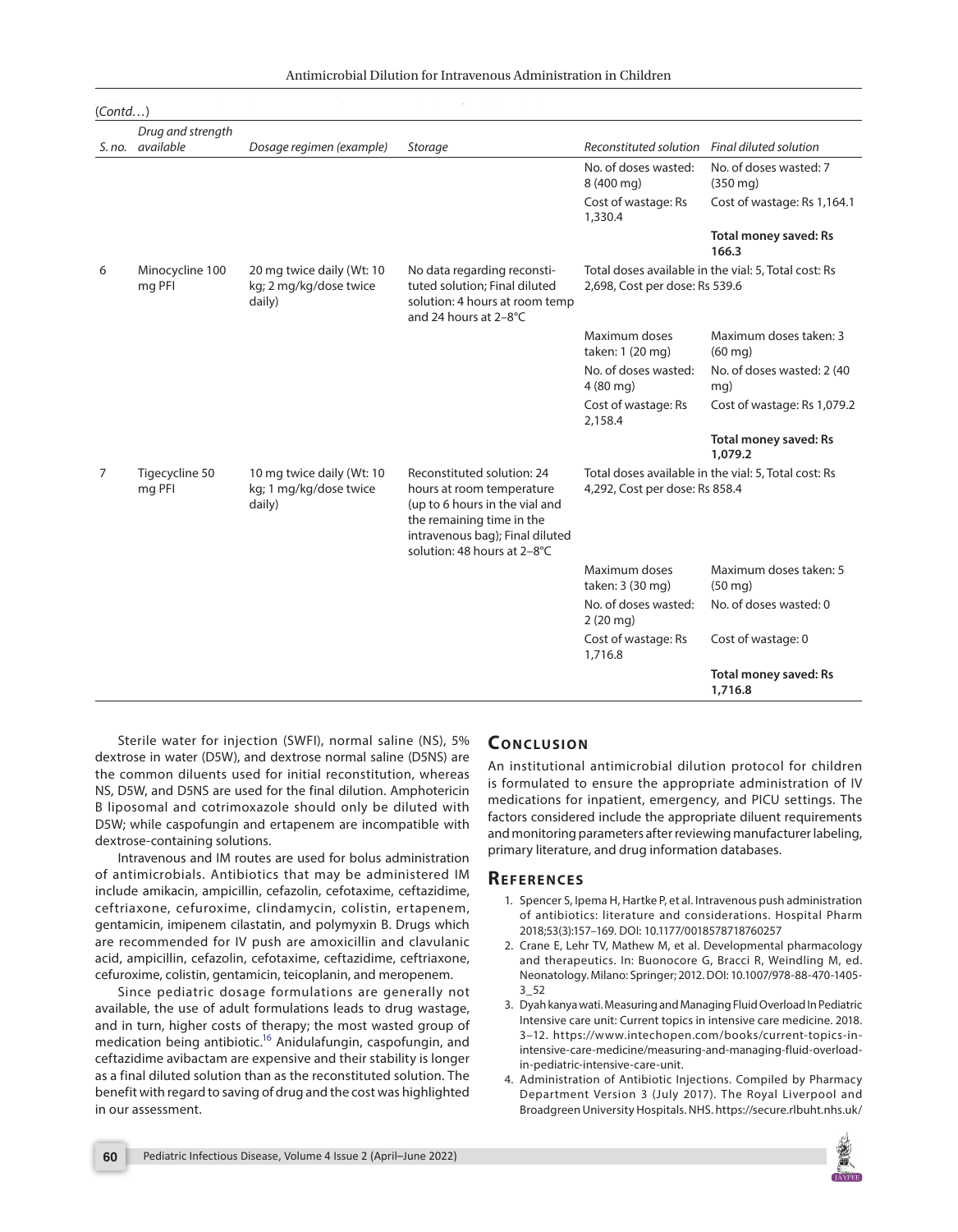(Contd…)

| S. no. | Drug and strength available | Dosage regimen (example) | Storage | Reconstituted solution | Final diluted solution |
|---|---|---|---|---|---|
| | | | | No. of doses wasted: 8 (400 mg) | No. of doses wasted: 7 (350 mg) |
| | | | | Cost of wastage: Rs 1,330.4 | Cost of wastage: Rs 1,164.1 |
| | | | | | **Total money saved: Rs 166.3** |
| 6 | Minocycline 100 mg PFI | 20 mg twice daily (Wt: 10 kg; 2 mg/kg/dose twice daily) | No data regarding reconstituted solution; Final diluted solution: 4 hours at room temp and 24 hours at 2–8°C | Total doses available in the vial: 5, Total cost: Rs 2,698, Cost per dose: Rs 539.6 | |
| | | | | Maximum doses taken: 1 (20 mg) | Maximum doses taken: 3 (60 mg) |
| | | | | No. of doses wasted: 4 (80 mg) | No. of doses wasted: 2 (40 mg) |
| | | | | Cost of wastage: Rs 2,158.4 | Cost of wastage: Rs 1,079.2 |
| | | | | | **Total money saved: Rs 1,079.2** |
| 7 | Tigecycline 50 mg PFI | 10 mg twice daily (Wt: 10 kg; 1 mg/kg/dose twice daily) | Reconstituted solution: 24 hours at room temperature (up to 6 hours in the vial and the remaining time in the intravenous bag); Final diluted solution: 48 hours at 2–8°C | Total doses available in the vial: 5, Total cost: Rs 4,292, Cost per dose: Rs 858.4 | |
| | | | | Maximum doses taken: 3 (30 mg) | Maximum doses taken: 5 (50 mg) |
| | | | | No. of doses wasted: 2 (20 mg) | No. of doses wasted: 0 |
| | | | | Cost of wastage: Rs 1,716.8 | Cost of wastage: 0 |
| | | | | | **Total money saved: Rs 1,716.8** |

Sterile water for injection (SWFI), normal saline (NS), 5% dextrose in water (D5W), and dextrose normal saline (D5NS) are the common diluents used for initial reconstitution, whereas NS, D5W, and D5NS are used for the final dilution. Amphotericin B liposomal and cotrimoxazole should only be diluted with D5W; while caspofungin and ertapenem are incompatible with dextrose-containing solutions.

Intravenous and IM routes are used for bolus administration of antimicrobials. Antibiotics that may be administered IM include amikacin, ampicillin, cefazolin, cefotaxime, ceftazidime, ceftriaxone, cefuroxime, clindamycin, colistin, ertapenem, gentamicin, imipenem cilastatin, and polymyxin B. Drugs which are recommended for IV push are amoxicillin and clavulanic acid, ampicillin, cefazolin, cefotaxime, ceftazidime, ceftriaxone, cefuroxime, colistin, gentamicin, teicoplanin, and meropenem.

Since pediatric dosage formulations are generally not available, the use of adult formulations leads to drug wastage, and in turn, higher costs of therapy; the most wasted group of medication being antibiotic.[16] Anidulafungin, caspofungin, and ceftazidime avibactam are expensive and their stability is longer as a final diluted solution than as the reconstituted solution. The benefit with regard to saving of drug and the cost was highlighted in our assessment.

## Conclusion

An institutional antimicrobial dilution protocol for children is formulated to ensure the appropriate administration of IV medications for inpatient, emergency, and PICU settings. The factors considered include the appropriate diluent requirements and monitoring parameters after reviewing manufacturer labeling, primary literature, and drug information databases.

## References

1. Spencer S, Ipema H, Hartke P, et al. Intravenous push administration of antibiotics: literature and considerations. Hospital Pharm 2018;53(3):157–169. DOI: 10.1177/0018578718760257
2. Crane E, Lehr TV, Mathew M, et al. Developmental pharmacology and therapeutics. In: Buonocore G, Bracci R, Weindling M, ed. Neonatology. Milano: Springer; 2012. DOI: 10.1007/978-88-470-1405-3_52
3. Dyah kanya wati. Measuring and Managing Fluid Overload In Pediatric Intensive care unit: Current topics in intensive care medicine. 2018. 3–12. https://www.intechopen.com/books/current-topics-in-intensive-care-medicine/measuring-and-managing-fluid-overload-in-pediatric-intensive-care-unit.
4. Administration of Antibiotic Injections. Compiled by Pharmacy Department Version 3 (July 2017). The Royal Liverpool and Broadgreen University Hospitals. NHS. https://secure.rlbuht.nhs.uk/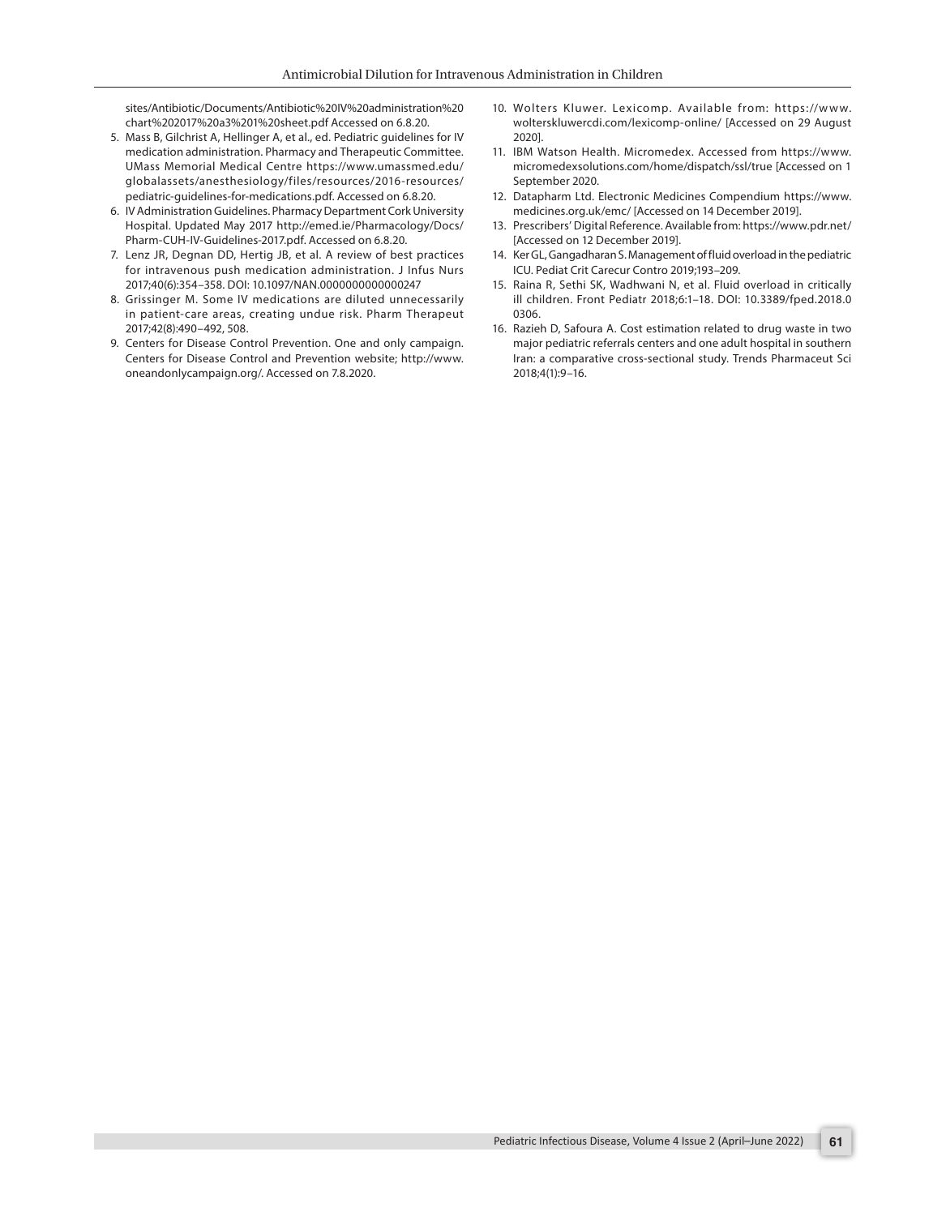sites/Antibiotic/Documents/Antibiotic%20IV%20administration%20chart%202017%20a3%201%20sheet.pdf Accessed on 6.8.20.

5. Mass B, Gilchrist A, Hellinger A, et al., ed. Pediatric guidelines for IV medication administration. Pharmacy and Therapeutic Committee. UMass Memorial Medical Centre https://www.umassmed.edu/globalassets/anesthesiology/files/resources/2016-resources/pediatric-guidelines-for-medications.pdf. Accessed on 6.8.20.
6. IV Administration Guidelines. Pharmacy Department Cork University Hospital. Updated May 2017 http://emed.ie/Pharmacology/Docs/Pharm-CUH-IV-Guidelines-2017.pdf. Accessed on 6.8.20.
7. Lenz JR, Degnan DD, Hertig JB, et al. A review of best practices for intravenous push medication administration. J Infus Nurs 2017;40(6):354–358. DOI: 10.1097/NAN.0000000000000247
8. Grissinger M. Some IV medications are diluted unnecessarily in patient-care areas, creating undue risk. Pharm Therapeut 2017;42(8):490–492, 508.
9. Centers for Disease Control Prevention. One and only campaign. Centers for Disease Control and Prevention website; http://www.oneandonlycampaign.org/. Accessed on 7.8.2020.
10. Wolters Kluwer. Lexicomp. Available from: https://www.wolterskluwercdi.com/lexicomp-online/ [Accessed on 29 August 2020].
11. IBM Watson Health. Micromedex. Accessed from https://www.micromedexsolutions.com/home/dispatch/ssl/true [Accessed on 1 September 2020.
12. Datapharm Ltd. Electronic Medicines Compendium https://www.medicines.org.uk/emc/ [Accessed on 14 December 2019].
13. Prescribers' Digital Reference. Available from: https://www.pdr.net/ [Accessed on 12 December 2019].
14. Ker GL, Gangadharan S. Management of fluid overload in the pediatric ICU. Pediat Crit Carecur Contro 2019;193–209.
15. Raina R, Sethi SK, Wadhwani N, et al. Fluid overload in critically ill children. Front Pediatr 2018;6:1–18. DOI: 10.3389/fped.2018.00306.
16. Razieh D, Safoura A. Cost estimation related to drug waste in two major pediatric referrals centers and one adult hospital in southern Iran: a comparative cross-sectional study. Trends Pharmaceut Sci 2018;4(1):9–16.